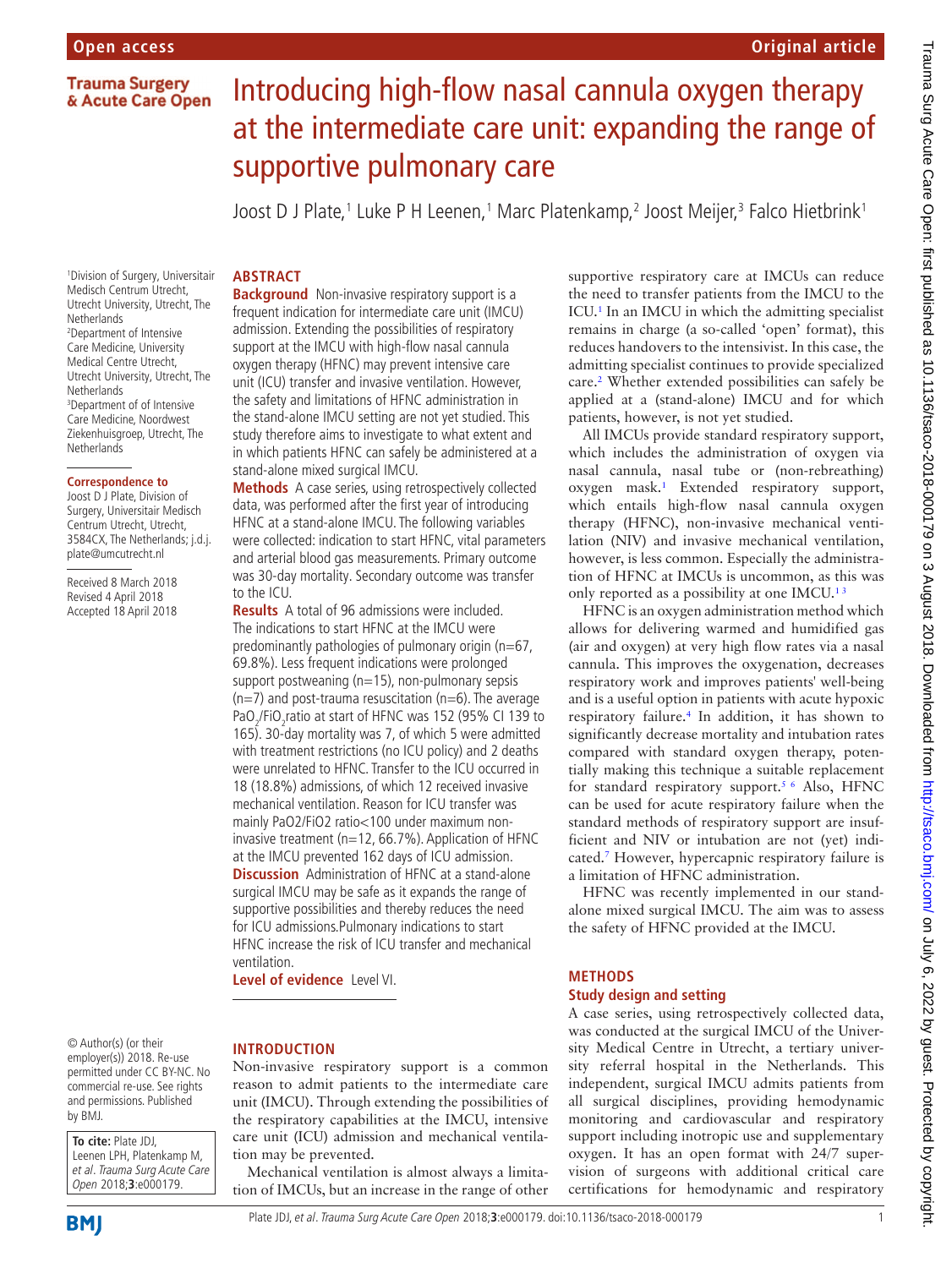Open access

Original article

# Introducing high-flow nasal cannula oxygen therapy at the intermediate care unit: expanding the range of supportive pulmonary care

Joost D J Plate,[1] Luke P H Leenen,[1] Marc Platenkamp,[2] Joost Meijer,[3] Falco Hietbrink[1]

[1]Division of Surgery, Universitair Medisch Centrum Utrecht, Utrecht University, Utrecht, The Netherlands
[2]Department of Intensive Care Medicine, University Medical Centre Utrecht, Utrecht University, Utrecht, The Netherlands
[3]Department of of Intensive Care Medicine, Noordwest Ziekenhuisgroep, Utrecht, The Netherlands

**Correspondence to**
Joost D J Plate, Division of Surgery, Universitair Medisch Centrum Utrecht, Utrecht, 3584CX, The Netherlands; j.d.j.plate@umcutrecht.nl

Received 8 March 2018
Revised 4 April 2018
Accepted 18 April 2018

## ABSTRACT

**Background** Non-invasive respiratory support is a frequent indication for intermediate care unit (IMCU) admission. Extending the possibilities of respiratory support at the IMCU with high-flow nasal cannula oxygen therapy (HFNC) may prevent intensive care unit (ICU) transfer and invasive ventilation. However, the safety and limitations of HFNC administration in the stand-alone IMCU setting are not yet studied. This study therefore aims to investigate to what extent and in which patients HFNC can safely be administered at a stand-alone mixed surgical IMCU.

**Methods** A case series, using retrospectively collected data, was performed after the first year of introducing HFNC at a stand-alone IMCU. The following variables were collected: indication to start HFNC, vital parameters and arterial blood gas measurements. Primary outcome was 30-day mortality. Secondary outcome was transfer to the ICU.

**Results** A total of 96 admissions were included. The indications to start HFNC at the IMCU were predominantly pathologies of pulmonary origin (n=67, 69.8%). Less frequent indications were prolonged support postweaning (n=15), non-pulmonary sepsis (n=7) and post-trauma resuscitation (n=6). The average $PaO_2/FiO_2$ ratio at start of HFNC was 152 (95% CI 139 to 165). 30-day mortality was 7, of which 5 were admitted with treatment restrictions (no ICU policy) and 2 deaths were unrelated to HFNC. Transfer to the ICU occurred in 18 (18.8%) admissions, of which 12 received invasive mechanical ventilation. Reason for ICU transfer was mainly PaO2/FiO2 ratio<100 under maximum non-invasive treatment (n=12, 66.7%). Application of HFNC at the IMCU prevented 162 days of ICU admission.

**Discussion** Administration of HFNC at a stand-alone surgical IMCU may be safe as it expands the range of supportive possibilities and thereby reduces the need for ICU admissions.Pulmonary indications to start HFNC increase the risk of ICU transfer and mechanical ventilation.

**Level of evidence** Level VI.

© Author(s) (or their employer(s)) 2018. Re-use permitted under CC BY-NC. No commercial re-use. See rights and permissions. Published by BMJ.

**To cite:** Plate JDJ, Leenen LPH, Platenkamp M, *et al*. *Trauma Surg Acute Care Open* 2018;**3**:e000179.

## INTRODUCTION

Non-invasive respiratory support is a common reason to admit patients to the intermediate care unit (IMCU). Through extending the possibilities of the respiratory capabilities at the IMCU, intensive care unit (ICU) admission and mechanical ventilation may be prevented.

Mechanical ventilation is almost always a limitation of IMCUs, but an increase in the range of other supportive respiratory care at IMCUs can reduce the need to transfer patients from the IMCU to the ICU.[1] In an IMCU in which the admitting specialist remains in charge (a so-called 'open' format), this reduces handovers to the intensivist. In this case, the admitting specialist continues to provide specialized care.[2] Whether extended possibilities can safely be applied at a (stand-alone) IMCU and for which patients, however, is not yet studied.

All IMCUs provide standard respiratory support, which includes the administration of oxygen via nasal cannula, nasal tube or (non-rebreathing) oxygen mask.[1] Extended respiratory support, which entails high-flow nasal cannula oxygen therapy (HFNC), non-invasive mechanical ventilation (NIV) and invasive mechanical ventilation, however, is less common. Especially the administration of HFNC at IMCUs is uncommon, as this was only reported as a possibility at one IMCU.[1,3]

HFNC is an oxygen administration method which allows for delivering warmed and humidified gas (air and oxygen) at very high flow rates via a nasal cannula. This improves the oxygenation, decreases respiratory work and improves patients' well-being and is a useful option in patients with acute hypoxic respiratory failure.[4] In addition, it has shown to significantly decrease mortality and intubation rates compared with standard oxygen therapy, potentially making this technique a suitable replacement for standard respiratory support.[5,6] Also, HFNC can be used for acute respiratory failure when the standard methods of respiratory support are insufficient and NIV or intubation are not (yet) indicated.[7] However, hypercapnic respiratory failure is a limitation of HFNC administration.

HFNC was recently implemented in our stand-alone mixed surgical IMCU. The aim was to assess the safety of HFNC provided at the IMCU.

## METHODS

### Study design and setting

A case series, using retrospectively collected data, was conducted at the surgical IMCU of the University Medical Centre in Utrecht, a tertiary university referral hospital in the Netherlands. This independent, surgical IMCU admits patients from all surgical disciplines, providing hemodynamic monitoring and cardiovascular and respiratory support including inotropic use and supplementary oxygen. It has an open format with 24/7 supervision of surgeons with additional critical care certifications for hemodynamic and respiratory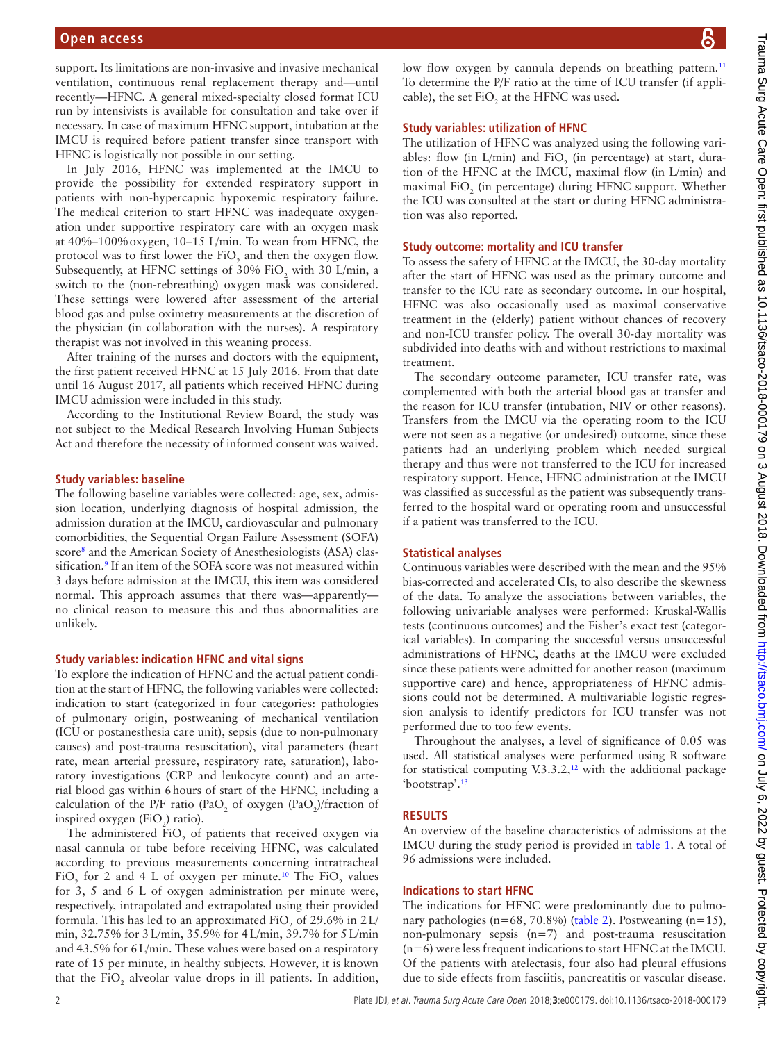support. Its limitations are non-invasive and invasive mechanical ventilation, continuous renal replacement therapy and—until recently—HFNC. A general mixed-specialty closed format ICU run by intensivists is available for consultation and take over if necessary. In case of maximum HFNC support, intubation at the IMCU is required before patient transfer since transport with HFNC is logistically not possible in our setting.

In July 2016, HFNC was implemented at the IMCU to provide the possibility for extended respiratory support in patients with non-hypercapnic hypoxemic respiratory failure. The medical criterion to start HFNC was inadequate oxygenation under supportive respiratory care with an oxygen mask at 40%–100% oxygen, 10–15 L/min. To wean from HFNC, the protocol was to first lower the $FiO_2$ and then the oxygen flow. Subsequently, at HFNC settings of 30% $FiO_2$ with 30 L/min, a switch to the (non-rebreathing) oxygen mask was considered. These settings were lowered after assessment of the arterial blood gas and pulse oximetry measurements at the discretion of the physician (in collaboration with the nurses). A respiratory therapist was not involved in this weaning process.

After training of the nurses and doctors with the equipment, the first patient received HFNC at 15 July 2016. From that date until 16 August 2017, all patients which received HFNC during IMCU admission were included in this study.

According to the Institutional Review Board, the study was not subject to the Medical Research Involving Human Subjects Act and therefore the necessity of informed consent was waived.

### Study variables: baseline

The following baseline variables were collected: age, sex, admission location, underlying diagnosis of hospital admission, the admission duration at the IMCU, cardiovascular and pulmonary comorbidities, the Sequential Organ Failure Assessment (SOFA) score[8] and the American Society of Anesthesiologists (ASA) classification.[9] If an item of the SOFA score was not measured within 3 days before admission at the IMCU, this item was considered normal. This approach assumes that there was—apparently—no clinical reason to measure this and thus abnormalities are unlikely.

### Study variables: indication HFNC and vital signs

To explore the indication of HFNC and the actual patient condition at the start of HFNC, the following variables were collected: indication to start (categorized in four categories: pathologies of pulmonary origin, postweaning of mechanical ventilation (ICU or postanesthesia care unit), sepsis (due to non-pulmonary causes) and post-trauma resuscitation), vital parameters (heart rate, mean arterial pressure, respiratory rate, saturation), laboratory investigations (CRP and leukocyte count) and an arterial blood gas within 6 hours of start of the HFNC, including a calculation of the P/F ratio ($PaO_2$ of oxygen ($PaO_2$)/fraction of inspired oxygen ($FiO_2$) ratio).

The administered $FiO_2$ of patients that received oxygen via nasal cannula or tube before receiving HFNC, was calculated according to previous measurements concerning intratracheal $FiO_2$ for 2 and 4 L of oxygen per minute.[10] The $FiO_2$ values for 3, 5 and 6 L of oxygen administration per minute were, respectively, intrapolated and extrapolated using their provided formula. This has led to an approximated $FiO_2$ of 29.6% in 2 L/min, 32.75% for 3 L/min, 35.9% for 4 L/min, 39.7% for 5 L/min and 43.5% for 6 L/min. These values were based on a respiratory rate of 15 per minute, in healthy subjects. However, it is known that the $FiO_2$ alveolar value drops in ill patients. In addition, low flow oxygen by cannula depends on breathing pattern.[11] To determine the P/F ratio at the time of ICU transfer (if applicable), the set $FiO_2$ at the HFNC was used.

### Study variables: utilization of HFNC

The utilization of HFNC was analyzed using the following variables: flow (in L/min) and $FiO_2$ (in percentage) at start, duration of the HFNC at the IMCU, maximal flow (in L/min) and maximal $FiO_2$ (in percentage) during HFNC support. Whether the ICU was consulted at the start or during HFNC administration was also reported.

### Study outcome: mortality and ICU transfer

To assess the safety of HFNC at the IMCU, the 30-day mortality after the start of HFNC was used as the primary outcome and transfer to the ICU rate as secondary outcome. In our hospital, HFNC was also occasionally used as maximal conservative treatment in the (elderly) patient without chances of recovery and non-ICU transfer policy. The overall 30-day mortality was subdivided into deaths with and without restrictions to maximal treatment.

The secondary outcome parameter, ICU transfer rate, was complemented with both the arterial blood gas at transfer and the reason for ICU transfer (intubation, NIV or other reasons). Transfers from the IMCU via the operating room to the ICU were not seen as a negative (or undesired) outcome, since these patients had an underlying problem which needed surgical therapy and thus were not transferred to the ICU for increased respiratory support. Hence, HFNC administration at the IMCU was classified as successful as the patient was subsequently transferred to the hospital ward or operating room and unsuccessful if a patient was transferred to the ICU.

### Statistical analyses

Continuous variables were described with the mean and the 95% bias-corrected and accelerated CIs, to also describe the skewness of the data. To analyze the associations between variables, the following univariable analyses were performed: Kruskal-Wallis tests (continuous outcomes) and the Fisher's exact test (categorical variables). In comparing the successful versus unsuccessful administrations of HFNC, deaths at the IMCU were excluded since these patients were admitted for another reason (maximum supportive care) and hence, appropriateness of HFNC admissions could not be determined. A multivariable logistic regression analysis to identify predictors for ICU transfer was not performed due to too few events.

Throughout the analyses, a level of significance of 0.05 was used. All statistical analyses were performed using R software for statistical computing V.3.3.2,[12] with the additional package 'bootstrap'.[13]

## RESULTS

An overview of the baseline characteristics of admissions at the IMCU during the study period is provided in table 1. A total of 96 admissions were included.

### Indications to start HFNC

The indications for HFNC were predominantly due to pulmonary pathologies (n=68, 70.8%) (table 2). Postweaning (n=15), non-pulmonary sepsis (n=7) and post-trauma resuscitation (n=6) were less frequent indications to start HFNC at the IMCU. Of the patients with atelectasis, four also had pleural effusions due to side effects from fasciitis, pancreatitis or vascular disease.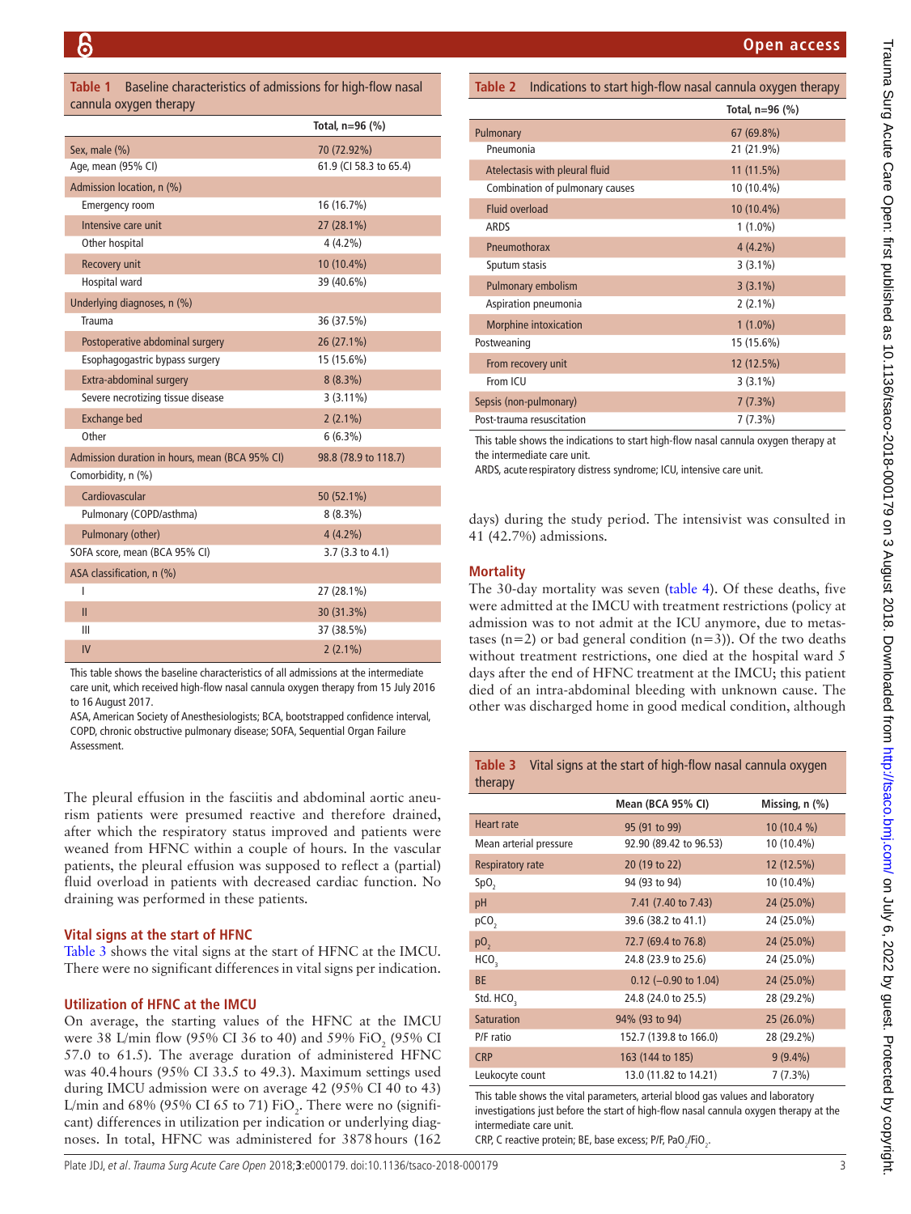**Table 1** Baseline characteristics of admissions for high-flow nasal cannula oxygen therapy

| | Total, n=96 (%) |
|---|---|
| Sex, male (%) | 70 (72.92%) |
| Age, mean (95% CI) | 61.9 (CI 58.3 to 65.4) |
| Admission location, n (%) | |
| Emergency room | 16 (16.7%) |
| Intensive care unit | 27 (28.1%) |
| Other hospital | 4 (4.2%) |
| Recovery unit | 10 (10.4%) |
| Hospital ward | 39 (40.6%) |
| Underlying diagnoses, n (%) | |
| Trauma | 36 (37.5%) |
| Postoperative abdominal surgery | 26 (27.1%) |
| Esophagogastric bypass surgery | 15 (15.6%) |
| Extra-abdominal surgery | 8 (8.3%) |
| Severe necrotizing tissue disease | 3 (3.11%) |
| Exchange bed | 2 (2.1%) |
| Other | 6 (6.3%) |
| Admission duration in hours, mean (BCA 95% CI) | 98.8 (78.9 to 118.7) |
| Comorbidity, n (%) | |
| Cardiovascular | 50 (52.1%) |
| Pulmonary (COPD/asthma) | 8 (8.3%) |
| Pulmonary (other) | 4 (4.2%) |
| SOFA score, mean (BCA 95% CI) | 3.7 (3.3 to 4.1) |
| ASA classification, n (%) | |
| I | 27 (28.1%) |
| II | 30 (31.3%) |
| III | 37 (38.5%) |
| IV | 2 (2.1%) |

This table shows the baseline characteristics of all admissions at the intermediate care unit, which received high-flow nasal cannula oxygen therapy from 15 July 2016 to 16 August 2017.

ASA, American Society of Anesthesiologists; BCA, bootstrapped confidence interval, COPD, chronic obstructive pulmonary disease; SOFA, Sequential Organ Failure Assessment.

The pleural effusion in the fasciitis and abdominal aortic aneurism patients were presumed reactive and therefore drained, after which the respiratory status improved and patients were weaned from HFNC within a couple of hours. In the vascular patients, the pleural effusion was supposed to reflect a (partial) fluid overload in patients with decreased cardiac function. No draining was performed in these patients.

## Vital signs at the start of HFNC

Table 3 shows the vital signs at the start of HFNC at the IMCU. There were no significant differences in vital signs per indication.

## Utilization of HFNC at the IMCU

On average, the starting values of the HFNC at the IMCU were 38 L/min flow (95% CI 36 to 40) and 59% $FiO_2$ (95% CI 57.0 to 61.5). The average duration of administered HFNC was 40.4 hours (95% CI 33.5 to 49.3). Maximum settings used during IMCU admission were on average 42 (95% CI 40 to 43) L/min and 68% (95% CI 65 to 71) $FiO_2$. There were no (significant) differences in utilization per indication or underlying diagnoses. In total, HFNC was administered for 3878 hours (162 days) during the study period. The intensivist was consulted in 41 (42.7%) admissions.

**Table 2** Indications to start high-flow nasal cannula oxygen therapy

| | Total, n=96 (%) |
|---|---|
| Pulmonary | 67 (69.8%) |
| Pneumonia | 21 (21.9%) |
| Atelectasis with pleural fluid | 11 (11.5%) |
| Combination of pulmonary causes | 10 (10.4%) |
| Fluid overload | 10 (10.4%) |
| ARDS | 1 (1.0%) |
| Pneumothorax | 4 (4.2%) |
| Sputum stasis | 3 (3.1%) |
| Pulmonary embolism | 3 (3.1%) |
| Aspiration pneumonia | 2 (2.1%) |
| Morphine intoxication | 1 (1.0%) |
| Postweaning | 15 (15.6%) |
| From recovery unit | 12 (12.5%) |
| From ICU | 3 (3.1%) |
| Sepsis (non-pulmonary) | 7 (7.3%) |
| Post-trauma resuscitation | 7 (7.3%) |

This table shows the indications to start high-flow nasal cannula oxygen therapy at the intermediate care unit.

ARDS, acute respiratory distress syndrome; ICU, intensive care unit.

## Mortality

The 30-day mortality was seven (table 4). Of these deaths, five were admitted at the IMCU with treatment restrictions (policy at admission was to not admit at the ICU anymore, due to metastases (n=2) or bad general condition (n=3)). Of the two deaths without treatment restrictions, one died at the hospital ward 5 days after the end of HFNC treatment at the IMCU; this patient died of an intra-abdominal bleeding with unknown cause. The other was discharged home in good medical condition, although

**Table 3** Vital signs at the start of high-flow nasal cannula oxygen therapy

| | Mean (BCA 95% CI) | Missing, n (%) |
|---|---|---|
| Heart rate | 95 (91 to 99) | 10 (10.4 %) |
| Mean arterial pressure | 92.90 (89.42 to 96.53) | 10 (10.4%) |
| Respiratory rate | 20 (19 to 22) | 12 (12.5%) |
| $SpO_2$ | 94 (93 to 94) | 10 (10.4%) |
| pH | 7.41 (7.40 to 7.43) | 24 (25.0%) |
| $pCO_2$ | 39.6 (38.2 to 41.1) | 24 (25.0%) |
| $pO_2$ | 72.7 (69.4 to 76.8) | 24 (25.0%) |
| $HCO_3$ | 24.8 (23.9 to 25.6) | 24 (25.0%) |
| BE | 0.12 (−0.90 to 1.04) | 24 (25.0%) |
| Std. $HCO_3$ | 24.8 (24.0 to 25.5) | 28 (29.2%) |
| Saturation | 94% (93 to 94) | 25 (26.0%) |
| P/F ratio | 152.7 (139.8 to 166.0) | 28 (29.2%) |
| CRP | 163 (144 to 185) | 9 (9.4%) |
| Leukocyte count | 13.0 (11.82 to 14.21) | 7 (7.3%) |

This table shows the vital parameters, arterial blood gas values and laboratory investigations just before the start of high-flow nasal cannula oxygen therapy at the intermediate care unit.

CRP, C reactive protein; BE, base excess; P/F, $PaO_2/FiO_2$.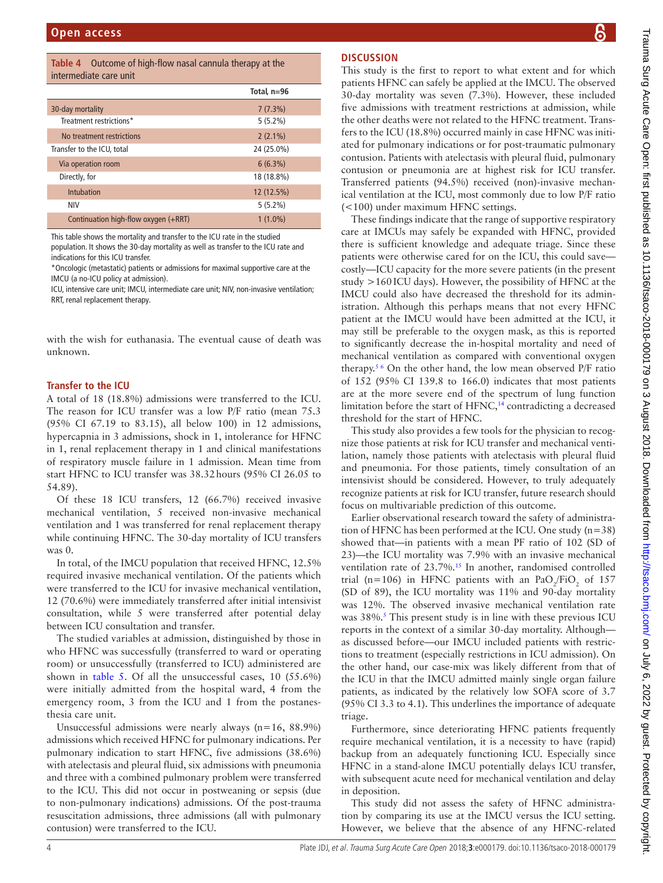**Table 4** Outcome of high-flow nasal cannula therapy at the intermediate care unit

| | Total, n=96 |
|---|---|
| 30-day mortality | 7 (7.3%) |
| Treatment restrictions* | 5 (5.2%) |
| No treatment restrictions | 2 (2.1%) |
| Transfer to the ICU, total | 24 (25.0%) |
| Via operation room | 6 (6.3%) |
| Directly, for | 18 (18.8%) |
| Intubation | 12 (12.5%) |
| NIV | 5 (5.2%) |
| Continuation high-flow oxygen (+RRT) | 1 (1.0%) |

This table shows the mortality and transfer to the ICU rate in the studied population. It shows the 30-day mortality as well as transfer to the ICU rate and indications for this ICU transfer.

*Oncologic (metastatic) patients or admissions for maximal supportive care at the IMCU (a no-ICU policy at admission).

ICU, intensive care unit; IMCU, intermediate care unit; NIV, non-invasive ventilation; RRT, renal replacement therapy.

with the wish for euthanasia. The eventual cause of death was unknown.

### Transfer to the ICU

A total of 18 (18.8%) admissions were transferred to the ICU. The reason for ICU transfer was a low P/F ratio (mean 75.3 (95% CI 67.19 to 83.15), all below 100) in 12 admissions, hypercapnia in 3 admissions, shock in 1, intolerance for HFNC in 1, renal replacement therapy in 1 and clinical manifestations of respiratory muscle failure in 1 admission. Mean time from start HFNC to ICU transfer was 38.32 hours (95% CI 26.05 to 54.89).

Of these 18 ICU transfers, 12 (66.7%) received invasive mechanical ventilation, 5 received non-invasive mechanical ventilation and 1 was transferred for renal replacement therapy while continuing HFNC. The 30-day mortality of ICU transfers was 0.

In total, of the IMCU population that received HFNC, 12.5% required invasive mechanical ventilation. Of the patients which were transferred to the ICU for invasive mechanical ventilation, 12 (70.6%) were immediately transferred after initial intensivist consultation, while 5 were transferred after potential delay between ICU consultation and transfer.

The studied variables at admission, distinguished by those in who HFNC was successfully (transferred to ward or operating room) or unsuccessfully (transferred to ICU) administered are shown in table 5. Of all the unsuccessful cases, 10 (55.6%) were initially admitted from the hospital ward, 4 from the emergency room, 3 from the ICU and 1 from the postanesthesia care unit.

Unsuccessful admissions were nearly always (n=16, 88.9%) admissions which received HFNC for pulmonary indications. Per pulmonary indication to start HFNC, five admissions (38.6%) with atelectasis and pleural fluid, six admissions with pneumonia and three with a combined pulmonary problem were transferred to the ICU. This did not occur in postweaning or sepsis (due to non-pulmonary indications) admissions. Of the post-trauma resuscitation admissions, three admissions (all with pulmonary contusion) were transferred to the ICU.

## DISCUSSION

This study is the first to report to what extent and for which patients HFNC can safely be applied at the IMCU. The observed 30-day mortality was seven (7.3%). However, these included five admissions with treatment restrictions at admission, while the other deaths were not related to the HFNC treatment. Transfers to the ICU (18.8%) occurred mainly in case HFNC was initiated for pulmonary indications or for post-traumatic pulmonary contusion. Patients with atelectasis with pleural fluid, pulmonary contusion or pneumonia are at highest risk for ICU transfer. Transferred patients (94.5%) received (non)-invasive mechanical ventilation at the ICU, most commonly due to low P/F ratio (<100) under maximum HFNC settings.

These findings indicate that the range of supportive respiratory care at IMCUs may safely be expanded with HFNC, provided there is sufficient knowledge and adequate triage. Since these patients were otherwise cared for on the ICU, this could save—costly—ICU capacity for the more severe patients (in the present study >160 ICU days). However, the possibility of HFNC at the IMCU could also have decreased the threshold for its administration. Although this perhaps means that not every HFNC patient at the IMCU would have been admitted at the ICU, it may still be preferable to the oxygen mask, as this is reported to significantly decrease the in-hospital mortality and need of mechanical ventilation as compared with conventional oxygen therapy.[5 6] On the other hand, the low mean observed P/F ratio of 152 (95% CI 139.8 to 166.0) indicates that most patients are at the more severe end of the spectrum of lung function limitation before the start of HFNC,[14] contradicting a decreased threshold for the start of HFNC.

This study also provides a few tools for the physician to recognize those patients at risk for ICU transfer and mechanical ventilation, namely those patients with atelectasis with pleural fluid and pneumonia. For those patients, timely consultation of an intensivist should be considered. However, to truly adequately recognize patients at risk for ICU transfer, future research should focus on multivariable prediction of this outcome.

Earlier observational research toward the safety of administration of HFNC has been performed at the ICU. One study (n=38) showed that—in patients with a mean PF ratio of 102 (SD of 23)—the ICU mortality was 7.9% with an invasive mechanical ventilation rate of 23.7%.[15] In another, randomised controlled trial (n=106) in HFNC patients with an $PaO_2/FiO_2$ of 157 (SD of 89), the ICU mortality was 11% and 90-day mortality was 12%. The observed invasive mechanical ventilation rate was 38%.[5] This present study is in line with these previous ICU reports in the context of a similar 30-day mortality. Although—as discussed before—our IMCU included patients with restrictions to treatment (especially restrictions in ICU admission). On the other hand, our case-mix was likely different from that of the ICU in that the IMCU admitted mainly single organ failure patients, as indicated by the relatively low SOFA score of 3.7 (95% CI 3.3 to 4.1). This underlines the importance of adequate triage.

Furthermore, since deteriorating HFNC patients frequently require mechanical ventilation, it is a necessity to have (rapid) backup from an adequately functioning ICU. Especially since HFNC in a stand-alone IMCU potentially delays ICU transfer, with subsequent acute need for mechanical ventilation and delay in deposition.

This study did not assess the safety of HFNC administration by comparing its use at the IMCU versus the ICU setting. However, we believe that the absence of any HFNC-related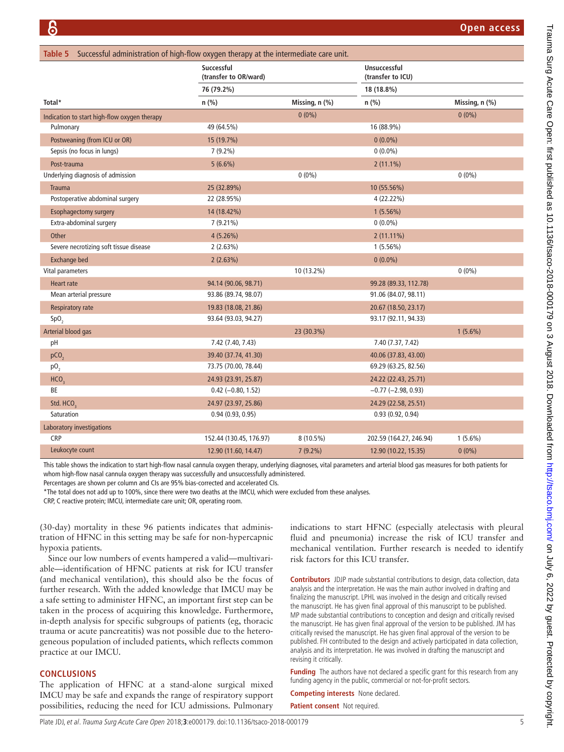**Table 5** Successful administration of high-flow oxygen therapy at the intermediate care unit.

| | Successful (transfer to OR/ward) | | Unsuccessful (transfer to ICU) | |
|---|---|---|---|---|
| | 76 (79.2%) | | 18 (18.8%) | |
| **Total*** | **n (%)** | **Missing, n (%)** | **n (%)** | **Missing, n (%)** |
| Indication to start high-flow oxygen therapy | | 0 (0%) | | 0 (0%) |
| Pulmonary | 49 (64.5%) | | 16 (88.9%) | |
| Postweaning (from ICU or OR) | 15 (19.7%) | | 0 (0.0%) | |
| Sepsis (no focus in lungs) | 7 (9.2%) | | 0 (0.0%) | |
| Post-trauma | 5 (6.6%) | | 2 (11.1%) | |
| Underlying diagnosis of admission | | 0 (0%) | | 0 (0%) |
| Trauma | 25 (32.89%) | | 10 (55.56%) | |
| Postoperative abdominal surgery | 22 (28.95%) | | 4 (22.22%) | |
| Esophagectomy surgery | 14 (18.42%) | | 1 (5.56%) | |
| Extra-abdominal surgery | 7 (9.21%) | | 0 (0.0%) | |
| Other | 4 (5.26%) | | 2 (11.11%) | |
| Severe necrotizing soft tissue disease | 2 (2.63%) | | 1 (5.56%) | |
| Exchange bed | 2 (2.63%) | | 0 (0.0%) | |
| Vital parameters | | 10 (13.2%) | | 0 (0%) |
| Heart rate | 94.14 (90.06, 98.71) | | 99.28 (89.33, 112.78) | |
| Mean arterial pressure | 93.86 (89.74, 98.07) | | 91.06 (84.07, 98.11) | |
| Respiratory rate | 19.83 (18.08, 21.86) | | 20.67 (18.50, 23.17) | |
| $SpO_2$ | 93.64 (93.03, 94.27) | | 93.17 (92.11, 94.33) | |
| Arterial blood gas | | 23 (30.3%) | | 1 (5.6%) |
| pH | 7.42 (7.40, 7.43) | | 7.40 (7.37, 7.42) | |
| $pCO_2$ | 39.40 (37.74, 41.30) | | 40.06 (37.83, 43.00) | |
| $pO_2$ | 73.75 (70.00, 78.44) | | 69.29 (63.25, 82.56) | |
| $HCO_3$ | 24.93 (23.91, 25.87) | | 24.22 (22.43, 25.71) | |
| BE | 0.42 (−0.80, 1.52) | | −0.77 (−2.98, 0.93) | |
| Std. $HCO_3$ | 24.97 (23.97, 25.86) | | 24.29 (22.58, 25.51) | |
| Saturation | 0.94 (0.93, 0.95) | | 0.93 (0.92, 0.94) | |
| Laboratory investigations | | | | |
| CRP | 152.44 (130.45, 176.97) | 8 (10.5%) | 202.59 (164.27, 246.94) | 1 (5.6%) |
| Leukocyte count | 12.90 (11.60, 14.47) | 7 (9.2%) | 12.90 (10.22, 15.35) | 0 (0%) |

This table shows the indication to start high-flow nasal cannula oxygen therapy, underlying diagnoses, vital parameters and arterial blood gas measures for both patients for whom high-flow nasal cannula oxygen therapy was successfully and unsuccessfully administered.

Percentages are shown per column and CIs are 95% bias-corrected and accelerated CIs.

*The total does not add up to 100%, since there were two deaths at the IMCU, which were excluded from these analyses.

CRP, C reactive protein; IMCU, intermediate care unit; OR, operating room.

(30-day) mortality in these 96 patients indicates that administration of HFNC in this setting may be safe for non-hypercapnic hypoxia patients.

Since our low numbers of events hampered a valid—multivariable—identification of HFNC patients at risk for ICU transfer (and mechanical ventilation), this should also be the focus of further research. With the added knowledge that IMCU may be a safe setting to administer HFNC, an important first step can be taken in the process of acquiring this knowledge. Furthermore, in-depth analysis for specific subgroups of patients (eg, thoracic trauma or acute pancreatitis) was not possible due to the heterogeneous population of included patients, which reflects common practice at our IMCU.

## CONCLUSIONS

The application of HFNC at a stand-alone surgical mixed IMCU may be safe and expands the range of respiratory support possibilities, reducing the need for ICU admissions. Pulmonary indications to start HFNC (especially atelectasis with pleural fluid and pneumonia) increase the risk of ICU transfer and mechanical ventilation. Further research is needed to identify risk factors for this ICU transfer.

**Contributors** JDJP made substantial contributions to design, data collection, data analysis and the interpretation. He was the main author involved in drafting and finalizing the manuscript. LPHL was involved in the design and critically revised the manuscript. He has given final approval of this manuscript to be published. MP made substantial contributions to conception and design and critically revised the manuscript. He has given final approval of the version to be published. JM has critically revised the manuscript. He has given final approval of the version to be published. FH contributed to the design and actively participated in data collection, analysis and its interpretation. He was involved in drafting the manuscript and revising it critically.

**Funding** The authors have not declared a specific grant for this research from any funding agency in the public, commercial or not-for-profit sectors.

**Competing interests** None declared.

**Patient consent** Not required.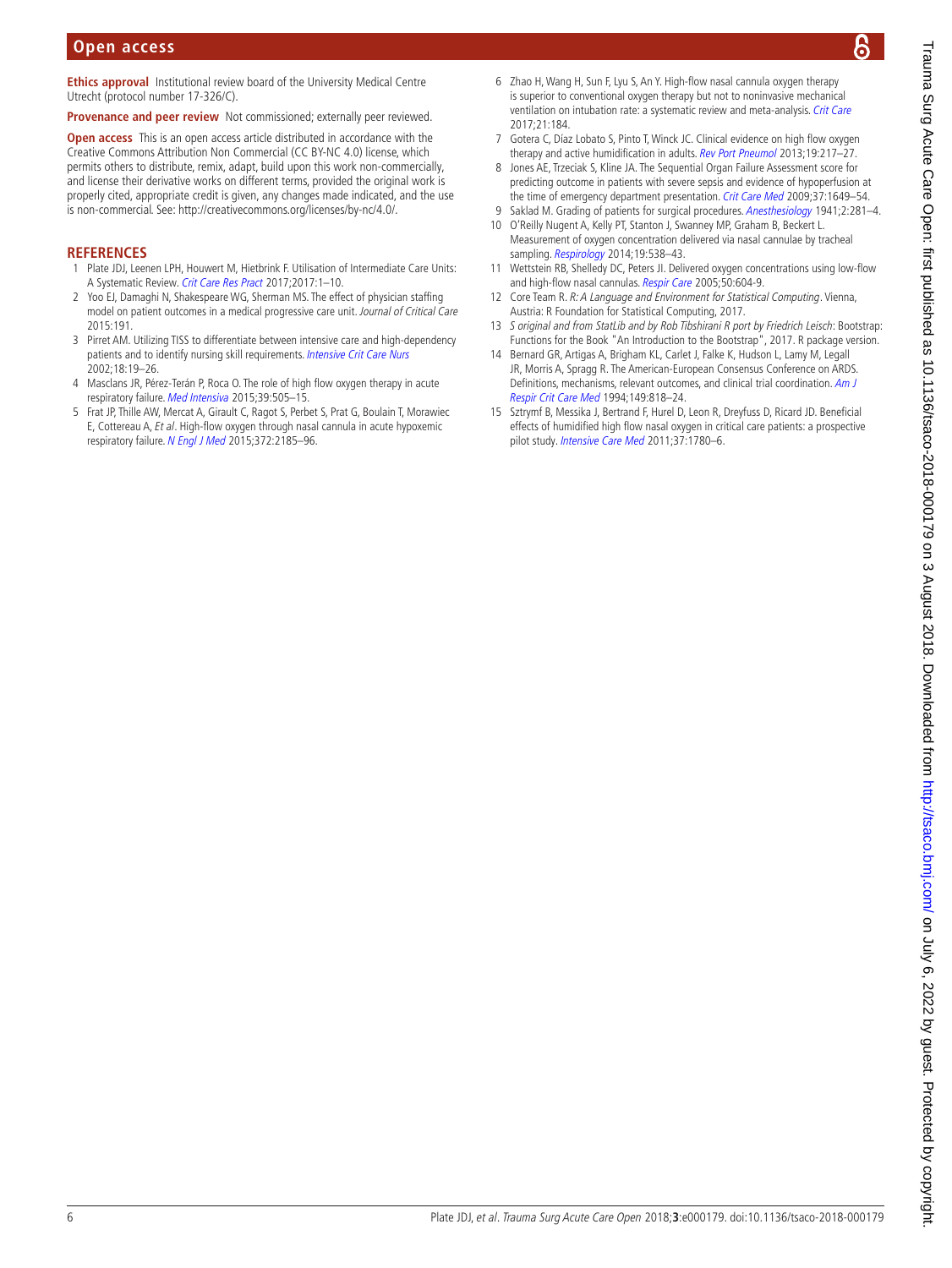**Ethics approval** Institutional review board of the University Medical Centre Utrecht (protocol number 17-326/C).

**Provenance and peer review** Not commissioned; externally peer reviewed.

**Open access** This is an open access article distributed in accordance with the Creative Commons Attribution Non Commercial (CC BY-NC 4.0) license, which permits others to distribute, remix, adapt, build upon this work non-commercially, and license their derivative works on different terms, provided the original work is properly cited, appropriate credit is given, any changes made indicated, and the use is non-commercial. See: http://creativecommons.org/licenses/by-nc/4.0/.

## REFERENCES

1. Plate JDJ, Leenen LPH, Houwert M, Hietbrink F. Utilisation of Intermediate Care Units: A Systematic Review. *Crit Care Res Pract* 2017;2017:1–10.
2. Yoo EJ, Damaghi N, Shakespeare WG, Sherman MS. The effect of physician staffing model on patient outcomes in a medical progressive care unit. *Journal of Critical Care* 2015:191.
3. Pirret AM. Utilizing TISS to differentiate between intensive care and high-dependency patients and to identify nursing skill requirements. *Intensive Crit Care Nurs* 2002;18:19–26.
4. Masclans JR, Pérez-Terán P, Roca O. The role of high flow oxygen therapy in acute respiratory failure. *Med Intensiva* 2015;39:505–15.
5. Frat JP, Thille AW, Mercat A, Girault C, Ragot S, Perbet S, Prat G, Boulain T, Morawiec E, Cottereau A, *Et al*. High-flow oxygen through nasal cannula in acute hypoxemic respiratory failure. *N Engl J Med* 2015;372:2185–96.
6. Zhao H, Wang H, Sun F, Lyu S, An Y. High-flow nasal cannula oxygen therapy is superior to conventional oxygen therapy but not to noninvasive mechanical ventilation on intubation rate: a systematic review and meta-analysis. *Crit Care* 2017;21:184.
7. Gotera C, Díaz Lobato S, Pinto T, Winck JC. Clinical evidence on high flow oxygen therapy and active humidification in adults. *Rev Port Pneumol* 2013;19:217–27.
8. Jones AE, Trzeciak S, Kline JA. The Sequential Organ Failure Assessment score for predicting outcome in patients with severe sepsis and evidence of hypoperfusion at the time of emergency department presentation. *Crit Care Med* 2009;37:1649–54.
9. Saklad M. Grading of patients for surgical procedures. *Anesthesiology* 1941;2:281–4.
10. O'Reilly Nugent A, Kelly PT, Stanton J, Swanney MP, Graham B, Beckert L. Measurement of oxygen concentration delivered via nasal cannulae by tracheal sampling. *Respirology* 2014;19:538–43.
11. Wettstein RB, Shelledy DC, Peters JI. Delivered oxygen concentrations using low-flow and high-flow nasal cannulas. *Respir Care* 2005;50:604-9.
12. Core Team R. *R: A Language and Environment for Statistical Computing*. Vienna, Austria: R Foundation for Statistical Computing, 2017.
13. *S original and from StatLib and by Rob Tibshirani R port by Friedrich Leisch*: Bootstrap: Functions for the Book "An Introduction to the Bootstrap", 2017. R package version.
14. Bernard GR, Artigas A, Brigham KL, Carlet J, Falke K, Hudson L, Lamy M, Legall JR, Morris A, Spragg R. The American-European Consensus Conference on ARDS. Definitions, mechanisms, relevant outcomes, and clinical trial coordination. *Am J Respir Crit Care Med* 1994;149:818–24.
15. Sztrymf B, Messika J, Bertrand F, Hurel D, Leon R, Dreyfuss D, Ricard JD. Beneficial effects of humidified high flow nasal oxygen in critical care patients: a prospective pilot study. *Intensive Care Med* 2011;37:1780–6.